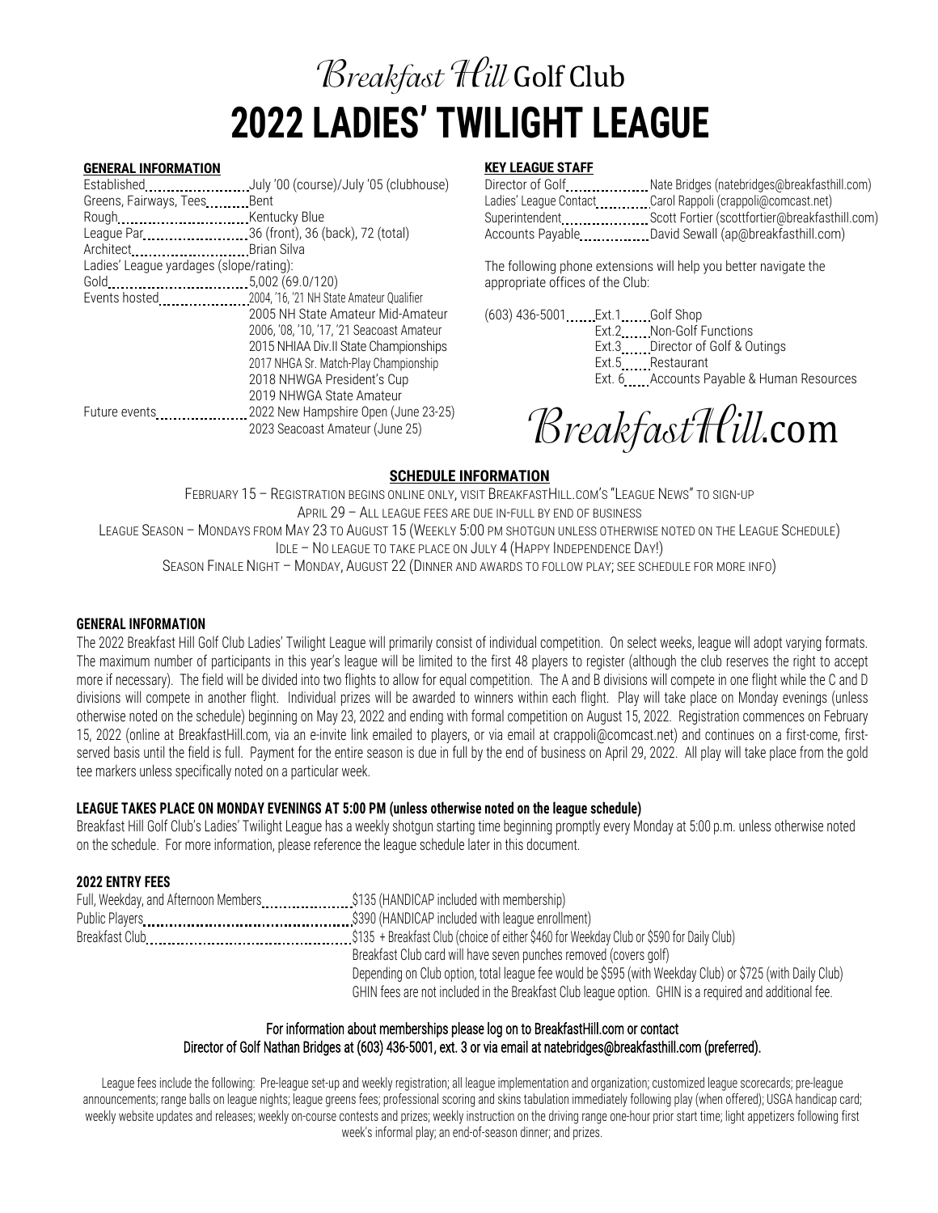# Breakfast Hill Golf Club

# 2022 LADIES' TWILIGHT LEAGUE

## GENERAL INFORMATION

| | |
|---|---|
| Established | July '00 (course)/July '05 (clubhouse) |
| Greens, Fairways, Tees | Bent |
| Rough | Kentucky Blue |
| League Par | 36 (front), 36 (back), 72 (total) |
| Architect | Brian Silva |
| Ladies' League yardages (slope/rating): | |
| Gold | 5,002 (69.0/120) |
| Events hosted | 2004, '16, '21 NH State Amateur Qualifier |
| | 2005 NH State Amateur Mid-Amateur |
| | 2006, '08, '10, '17, '21 Seacoast Amateur |
| | 2015 NHIAA Div.II State Championships |
| | 2017 NHGA Sr. Match-Play Championship |
| | 2018 NHWGA President's Cup |
| | 2019 NHWGA State Amateur |
| Future events | 2022 New Hampshire Open (June 23-25) |
| | 2023 Seacoast Amateur (June 25) |

## KEY LEAGUE STAFF

| | |
|---|---|
| Director of Golf | Nate Bridges (natebridges@breakfasthill.com) |
| Ladies' League Contact | Carol Rappoli (crappoli@comcast.net) |
| Superintendent | Scott Fortier (scottfortier@breakfasthill.com) |
| Accounts Payable | David Sewall (ap@breakfasthill.com) |

The following phone extensions will help you better navigate the appropriate offices of the Club:

| | | |
|---|---|---|
| (603) 436-5001 | Ext.1 | Golf Shop |
| | Ext.2 | Non-Golf Functions |
| | Ext.3 | Director of Golf & Outings |
| | Ext.5 | Restaurant |
| | Ext. 6 | Accounts Payable & Human Resources |

BreakfastHill.com

## SCHEDULE INFORMATION

February 15 – Registration begins online only, visit BreakfastHill.com's "League News" to sign-up

April 29 – All league fees are due in-full by end of business

League Season – Mondays from May 23 to August 15 (Weekly 5:00 pm shotgun unless otherwise noted on the League Schedule)

Idle – No league to take place on July 4 (Happy Independence Day!)

Season Finale Night – Monday, August 22 (Dinner and awards to follow play; see schedule for more info)

## GENERAL INFORMATION

The 2022 Breakfast Hill Golf Club Ladies' Twilight League will primarily consist of individual competition. On select weeks, league will adopt varying formats. The maximum number of participants in this year's league will be limited to the first 48 players to register (although the club reserves the right to accept more if necessary). The field will be divided into two flights to allow for equal competition. The A and B divisions will compete in one flight while the C and D divisions will compete in another flight. Individual prizes will be awarded to winners within each flight. Play will take place on Monday evenings (unless otherwise noted on the schedule) beginning on May 23, 2022 and ending with formal competition on August 15, 2022. Registration commences on February 15, 2022 (online at BreakfastHill.com, via an e-invite link emailed to players, or via email at crappoli@comcast.net) and continues on a first-come, first-served basis until the field is full. Payment for the entire season is due in full by the end of business on April 29, 2022. All play will take place from the gold tee markers unless specifically noted on a particular week.

## LEAGUE TAKES PLACE ON MONDAY EVENINGS AT 5:00 PM (unless otherwise noted on the league schedule)

Breakfast Hill Golf Club's Ladies' Twilight League has a weekly shotgun starting time beginning promptly every Monday at 5:00 p.m. unless otherwise noted on the schedule. For more information, please reference the league schedule later in this document.

## 2022 ENTRY FEES

| | |
|---|---|
| Full, Weekday, and Afternoon Members | $135 (HANDICAP included with membership) |
| Public Players | $390 (HANDICAP included with league enrollment) |
| Breakfast Club | $135 + Breakfast Club (choice of either $460 for Weekday Club or $590 for Daily Club) |
| | Breakfast Club card will have seven punches removed (covers golf) |
| | Depending on Club option, total league fee would be $595 (with Weekday Club) or $725 (with Daily Club) |
| | GHIN fees are not included in the Breakfast Club league option. GHIN is a required and additional fee. |

For information about memberships please log on to BreakfastHill.com or contact Director of Golf Nathan Bridges at (603) 436-5001, ext. 3 or via email at natebridges@breakfasthill.com (preferred).

League fees include the following: Pre-league set-up and weekly registration; all league implementation and organization; customized league scorecards; pre-league announcements; range balls on league nights; league greens fees; professional scoring and skins tabulation immediately following play (when offered); USGA handicap card; weekly website updates and releases; weekly on-course contests and prizes; weekly instruction on the driving range one-hour prior start time; light appetizers following first week's informal play; an end-of-season dinner; and prizes.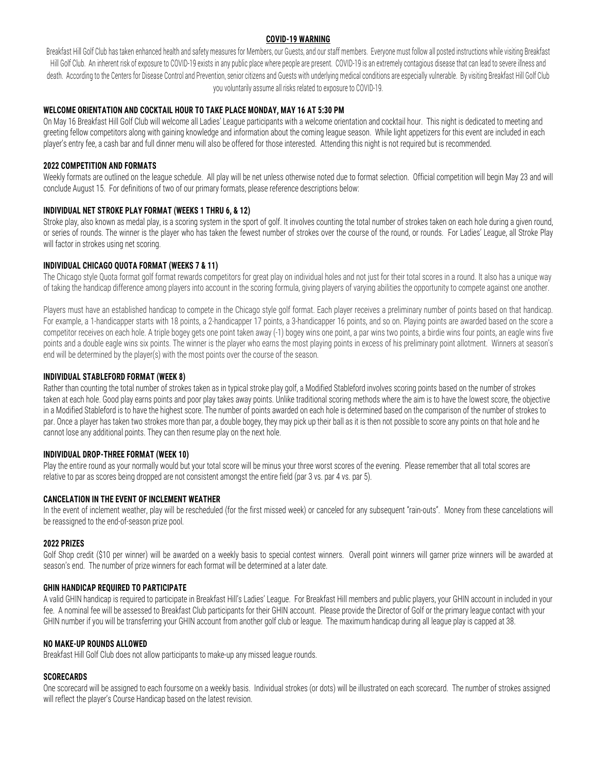## COVID-19 WARNING

Breakfast Hill Golf Club has taken enhanced health and safety measures for Members, our Guests, and our staff members. Everyone must follow all posted instructions while visiting Breakfast Hill Golf Club. An inherent risk of exposure to COVID-19 exists in any public place where people are present. COVID-19 is an extremely contagious disease that can lead to severe illness and death. According to the Centers for Disease Control and Prevention, senior citizens and Guests with underlying medical conditions are especially vulnerable. By visiting Breakfast Hill Golf Club you voluntarily assume all risks related to exposure to COVID-19.

### WELCOME ORIENTATION AND COCKTAIL HOUR TO TAKE PLACE MONDAY, MAY 16 AT 5:30 PM

On May 16 Breakfast Hill Golf Club will welcome all Ladies' League participants with a welcome orientation and cocktail hour. This night is dedicated to meeting and greeting fellow competitors along with gaining knowledge and information about the coming league season. While light appetizers for this event are included in each player's entry fee, a cash bar and full dinner menu will also be offered for those interested. Attending this night is not required but is recommended.

### 2022 COMPETITION AND FORMATS

Weekly formats are outlined on the league schedule. All play will be net unless otherwise noted due to format selection. Official competition will begin May 23 and will conclude August 15. For definitions of two of our primary formats, please reference descriptions below:

### INDIVIDUAL NET STROKE PLAY FORMAT (WEEKS 1 THRU 6, & 12)

Stroke play, also known as medal play, is a scoring system in the sport of golf. It involves counting the total number of strokes taken on each hole during a given round, or series of rounds. The winner is the player who has taken the fewest number of strokes over the course of the round, or rounds. For Ladies' League, all Stroke Play will factor in strokes using net scoring.

### INDIVIDUAL CHICAGO QUOTA FORMAT (WEEKS 7 & 11)

The Chicago style Quota format golf format rewards competitors for great play on individual holes and not just for their total scores in a round. It also has a unique way of taking the handicap difference among players into account in the scoring formula, giving players of varying abilities the opportunity to compete against one another.

Players must have an established handicap to compete in the Chicago style golf format. Each player receives a preliminary number of points based on that handicap. For example, a 1-handicapper starts with 18 points, a 2-handicapper 17 points, a 3-handicapper 16 points, and so on. Playing points are awarded based on the score a competitor receives on each hole. A triple bogey gets one point taken away (-1) bogey wins one point, a par wins two points, a birdie wins four points, an eagle wins five points and a double eagle wins six points. The winner is the player who earns the most playing points in excess of his preliminary point allotment. Winners at season's end will be determined by the player(s) with the most points over the course of the season.

### INDIVIDUAL STABLEFORD FORMAT (WEEK 8)

Rather than counting the total number of strokes taken as in typical stroke play golf, a Modified Stableford involves scoring points based on the number of strokes taken at each hole. Good play earns points and poor play takes away points. Unlike traditional scoring methods where the aim is to have the lowest score, the objective in a Modified Stableford is to have the highest score. The number of points awarded on each hole is determined based on the comparison of the number of strokes to par. Once a player has taken two strokes more than par, a double bogey, they may pick up their ball as it is then not possible to score any points on that hole and he cannot lose any additional points. They can then resume play on the next hole.

### INDIVIDUAL DROP-THREE FORMAT (WEEK 10)

Play the entire round as your normally would but your total score will be minus your three worst scores of the evening. Please remember that all total scores are relative to par as scores being dropped are not consistent amongst the entire field (par 3 vs. par 4 vs. par 5).

### CANCELATION IN THE EVENT OF INCLEMENT WEATHER

In the event of inclement weather, play will be rescheduled (for the first missed week) or canceled for any subsequent "rain-outs". Money from these cancelations will be reassigned to the end-of-season prize pool.

### 2022 PRIZES

Golf Shop credit ($10 per winner) will be awarded on a weekly basis to special contest winners. Overall point winners will garner prize winners will be awarded at season's end. The number of prize winners for each format will be determined at a later date.

### GHIN HANDICAP REQUIRED TO PARTICIPATE

A valid GHIN handicap is required to participate in Breakfast Hill's Ladies' League. For Breakfast Hill members and public players, your GHIN account in included in your fee. A nominal fee will be assessed to Breakfast Club participants for their GHIN account. Please provide the Director of Golf or the primary league contact with your GHIN number if you will be transferring your GHIN account from another golf club or league. The maximum handicap during all league play is capped at 38.

### NO MAKE-UP ROUNDS ALLOWED

Breakfast Hill Golf Club does not allow participants to make-up any missed league rounds.

### SCORECARDS

One scorecard will be assigned to each foursome on a weekly basis. Individual strokes (or dots) will be illustrated on each scorecard. The number of strokes assigned will reflect the player's Course Handicap based on the latest revision.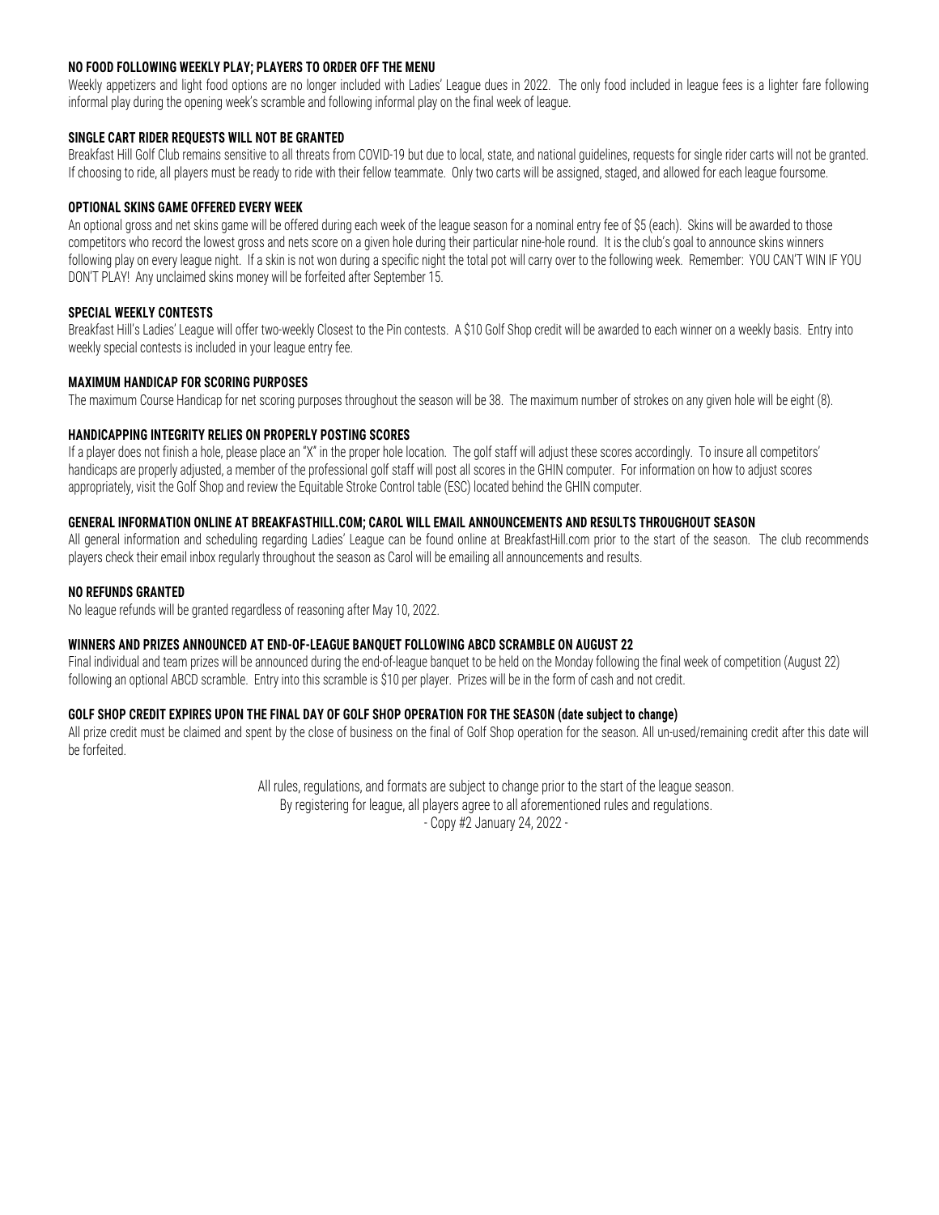**NO FOOD FOLLOWING WEEKLY PLAY; PLAYERS TO ORDER OFF THE MENU**

Weekly appetizers and light food options are no longer included with Ladies' League dues in 2022. The only food included in league fees is a lighter fare following informal play during the opening week's scramble and following informal play on the final week of league.

**SINGLE CART RIDER REQUESTS WILL NOT BE GRANTED**

Breakfast Hill Golf Club remains sensitive to all threats from COVID-19 but due to local, state, and national guidelines, requests for single rider carts will not be granted. If choosing to ride, all players must be ready to ride with their fellow teammate. Only two carts will be assigned, staged, and allowed for each league foursome.

**OPTIONAL SKINS GAME OFFERED EVERY WEEK**

An optional gross and net skins game will be offered during each week of the league season for a nominal entry fee of $5 (each). Skins will be awarded to those competitors who record the lowest gross and nets score on a given hole during their particular nine-hole round. It is the club's goal to announce skins winners following play on every league night. If a skin is not won during a specific night the total pot will carry over to the following week. Remember: YOU CAN'T WIN IF YOU DON'T PLAY! Any unclaimed skins money will be forfeited after September 15.

**SPECIAL WEEKLY CONTESTS**

Breakfast Hill's Ladies' League will offer two-weekly Closest to the Pin contests. A $10 Golf Shop credit will be awarded to each winner on a weekly basis. Entry into weekly special contests is included in your league entry fee.

**MAXIMUM HANDICAP FOR SCORING PURPOSES**

The maximum Course Handicap for net scoring purposes throughout the season will be 38. The maximum number of strokes on any given hole will be eight (8).

**HANDICAPPING INTEGRITY RELIES ON PROPERLY POSTING SCORES**

If a player does not finish a hole, please place an "X" in the proper hole location. The golf staff will adjust these scores accordingly. To insure all competitors' handicaps are properly adjusted, a member of the professional golf staff will post all scores in the GHIN computer. For information on how to adjust scores appropriately, visit the Golf Shop and review the Equitable Stroke Control table (ESC) located behind the GHIN computer.

**GENERAL INFORMATION ONLINE AT BREAKFASTHILL.COM; CAROL WILL EMAIL ANNOUNCEMENTS AND RESULTS THROUGHOUT SEASON**

All general information and scheduling regarding Ladies' League can be found online at BreakfastHill.com prior to the start of the season. The club recommends players check their email inbox regularly throughout the season as Carol will be emailing all announcements and results.

**NO REFUNDS GRANTED**

No league refunds will be granted regardless of reasoning after May 10, 2022.

**WINNERS AND PRIZES ANNOUNCED AT END-OF-LEAGUE BANQUET FOLLOWING ABCD SCRAMBLE ON AUGUST 22**

Final individual and team prizes will be announced during the end-of-league banquet to be held on the Monday following the final week of competition (August 22) following an optional ABCD scramble. Entry into this scramble is $10 per player. Prizes will be in the form of cash and not credit.

**GOLF SHOP CREDIT EXPIRES UPON THE FINAL DAY OF GOLF SHOP OPERATION FOR THE SEASON (date subject to change)**

All prize credit must be claimed and spent by the close of business on the final of Golf Shop operation for the season. All un-used/remaining credit after this date will be forfeited.

All rules, regulations, and formats are subject to change prior to the start of the league season.
By registering for league, all players agree to all aforementioned rules and regulations.
- Copy #2 January 24, 2022 -